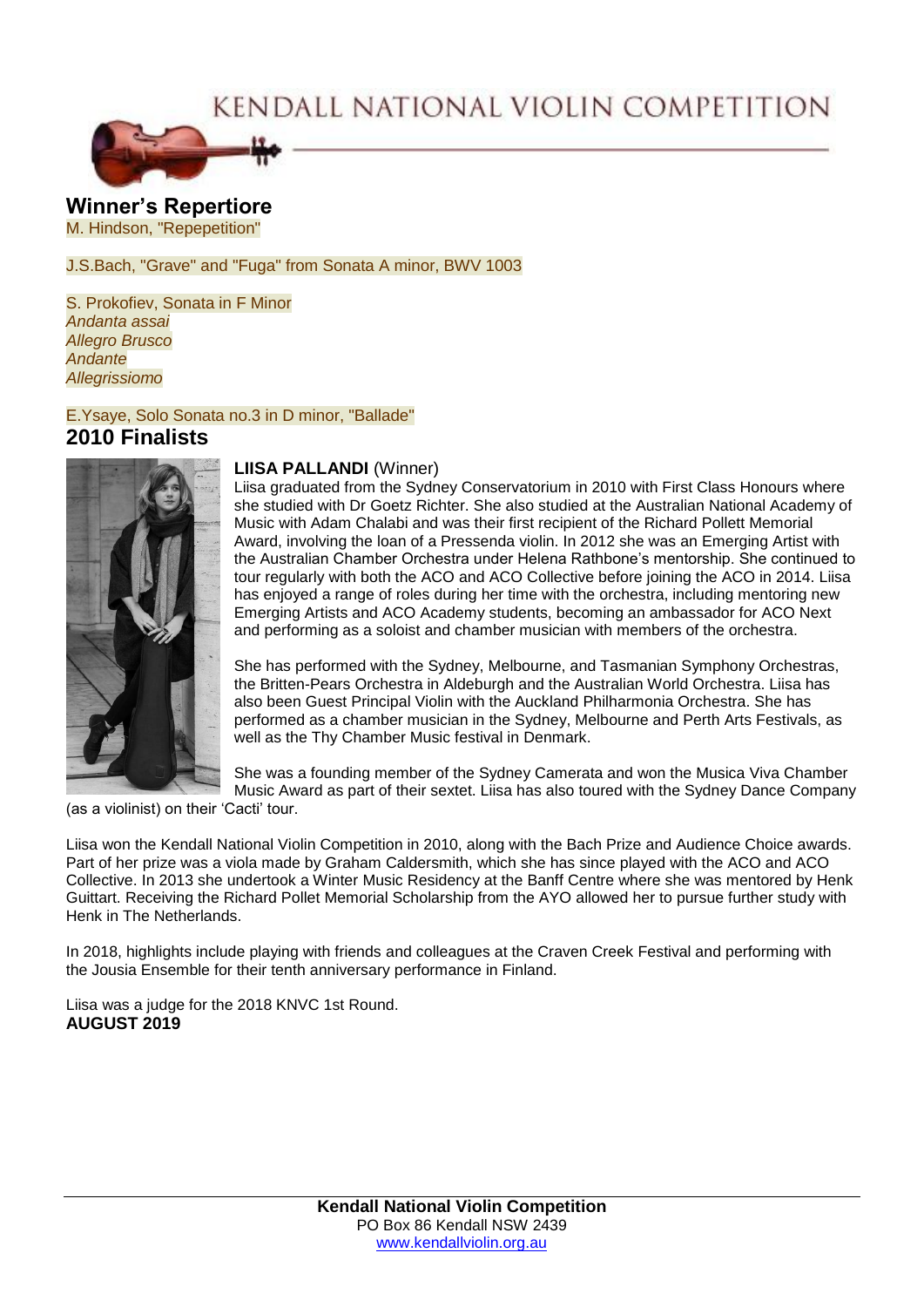# KENDALL NATIONAL VIOLIN COMPETITION

## Winner's Repertiore

M. Hindson, "Repepetition"

J.S.Bach, "Grave" and "Fuga" from Sonata A minor, BWV 1003

S. Prokofiev, Sonata in F Minor
*Andanta assai*
*Allegro Brusco*
*Andante*
*Allegrissiomo*

E.Ysaye, Solo Sonata no.3 in D minor, "Ballade"

## 2010 Finalists

**LIISA PALLANDI** (Winner)

Liisa graduated from the Sydney Conservatorium in 2010 with First Class Honours where she studied with Dr Goetz Richter. She also studied at the Australian National Academy of Music with Adam Chalabi and was their first recipient of the Richard Pollett Memorial Award, involving the loan of a Pressenda violin. In 2012 she was an Emerging Artist with the Australian Chamber Orchestra under Helena Rathbone's mentorship. She continued to tour regularly with both the ACO and ACO Collective before joining the ACO in 2014. Liisa has enjoyed a range of roles during her time with the orchestra, including mentoring new Emerging Artists and ACO Academy students, becoming an ambassador for ACO Next and performing as a soloist and chamber musician with members of the orchestra.

She has performed with the Sydney, Melbourne, and Tasmanian Symphony Orchestras, the Britten-Pears Orchestra in Aldeburgh and the Australian World Orchestra. Liisa has also been Guest Principal Violin with the Auckland Philharmonia Orchestra. She has performed as a chamber musician in the Sydney, Melbourne and Perth Arts Festivals, as well as the Thy Chamber Music festival in Denmark.

She was a founding member of the Sydney Camerata and won the Musica Viva Chamber Music Award as part of their sextet. Liisa has also toured with the Sydney Dance Company (as a violinist) on their 'Cacti' tour.

Liisa won the Kendall National Violin Competition in 2010, along with the Bach Prize and Audience Choice awards. Part of her prize was a viola made by Graham Caldersmith, which she has since played with the ACO and ACO Collective. In 2013 she undertook a Winter Music Residency at the Banff Centre where she was mentored by Henk Guittart. Receiving the Richard Pollet Memorial Scholarship from the AYO allowed her to pursue further study with Henk in The Netherlands.

In 2018, highlights include playing with friends and colleagues at the Craven Creek Festival and performing with the Jousia Ensemble for their tenth anniversary performance in Finland.

Liisa was a judge for the 2018 KNVC 1st Round.

**AUGUST 2019**

**Kendall National Violin Competition**
PO Box 86 Kendall NSW 2439
www.kendallviolin.org.au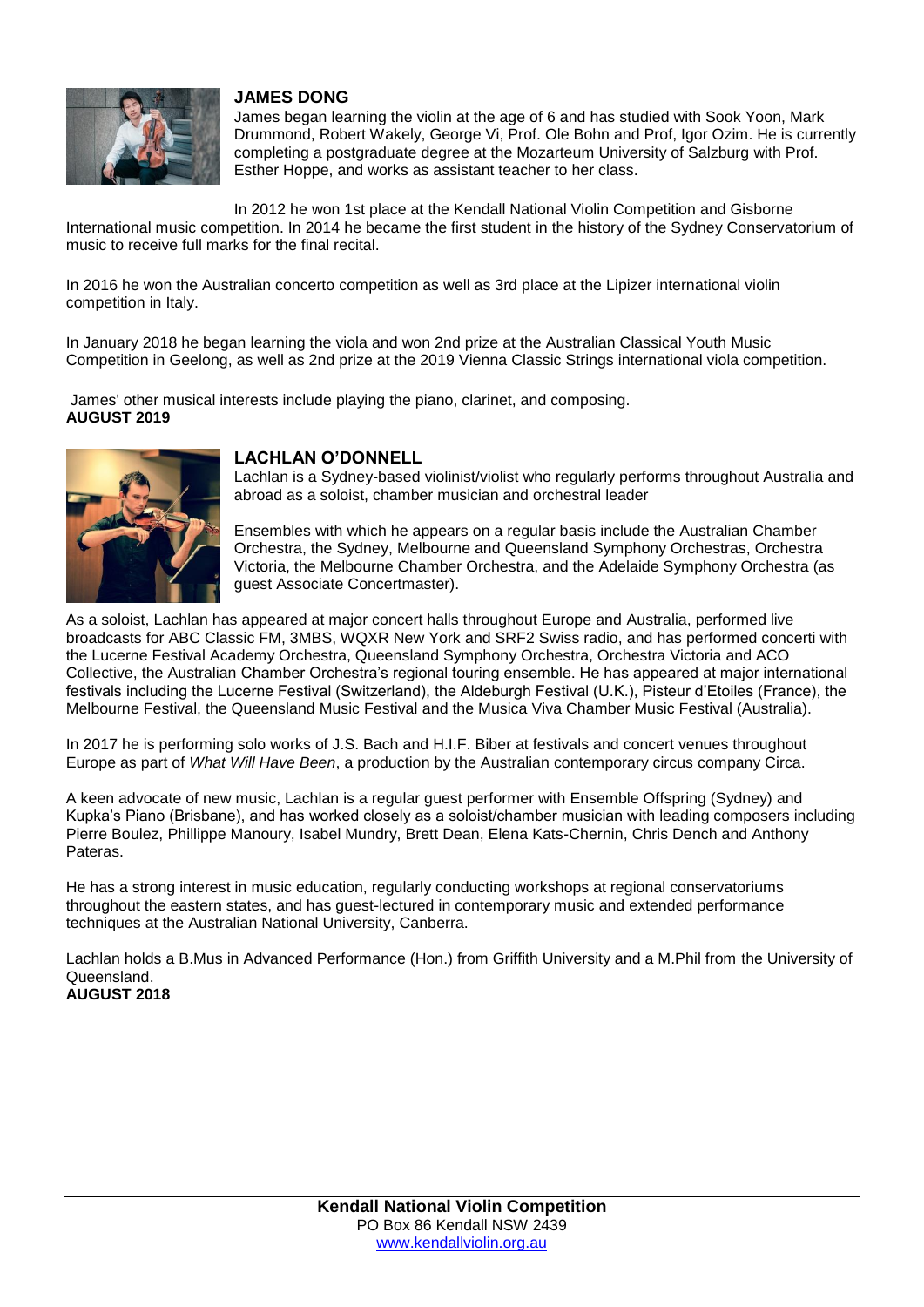## JAMES DONG

James began learning the violin at the age of 6 and has studied with Sook Yoon, Mark Drummond, Robert Wakely, George Vi, Prof. Ole Bohn and Prof, Igor Ozim. He is currently completing a postgraduate degree at the Mozarteum University of Salzburg with Prof. Esther Hoppe, and works as assistant teacher to her class.

In 2012 he won 1st place at the Kendall National Violin Competition and Gisborne International music competition. In 2014 he became the first student in the history of the Sydney Conservatorium of music to receive full marks for the final recital.

In 2016 he won the Australian concerto competition as well as 3rd place at the Lipizer international violin competition in Italy.

In January 2018 he began learning the viola and won 2nd prize at the Australian Classical Youth Music Competition in Geelong, as well as 2nd prize at the 2019 Vienna Classic Strings international viola competition.

James' other musical interests include playing the piano, clarinet, and composing.

**AUGUST 2019**

## LACHLAN O'DONNELL

Lachlan is a Sydney-based violinist/violist who regularly performs throughout Australia and abroad as a soloist, chamber musician and orchestral leader

Ensembles with which he appears on a regular basis include the Australian Chamber Orchestra, the Sydney, Melbourne and Queensland Symphony Orchestras, Orchestra Victoria, the Melbourne Chamber Orchestra, and the Adelaide Symphony Orchestra (as guest Associate Concertmaster).

As a soloist, Lachlan has appeared at major concert halls throughout Europe and Australia, performed live broadcasts for ABC Classic FM, 3MBS, WQXR New York and SRF2 Swiss radio, and has performed concerti with the Lucerne Festival Academy Orchestra, Queensland Symphony Orchestra, Orchestra Victoria and ACO Collective, the Australian Chamber Orchestra's regional touring ensemble. He has appeared at major international festivals including the Lucerne Festival (Switzerland), the Aldeburgh Festival (U.K.), Pisteur d'Etoiles (France), the Melbourne Festival, the Queensland Music Festival and the Musica Viva Chamber Music Festival (Australia).

In 2017 he is performing solo works of J.S. Bach and H.I.F. Biber at festivals and concert venues throughout Europe as part of *What Will Have Been*, a production by the Australian contemporary circus company Circa.

A keen advocate of new music, Lachlan is a regular guest performer with Ensemble Offspring (Sydney) and Kupka's Piano (Brisbane), and has worked closely as a soloist/chamber musician with leading composers including Pierre Boulez, Phillippe Manoury, Isabel Mundry, Brett Dean, Elena Kats-Chernin, Chris Dench and Anthony Pateras.

He has a strong interest in music education, regularly conducting workshops at regional conservatoriums throughout the eastern states, and has guest-lectured in contemporary music and extended performance techniques at the Australian National University, Canberra.

Lachlan holds a B.Mus in Advanced Performance (Hon.) from Griffith University and a M.Phil from the University of Queensland.

**AUGUST 2018**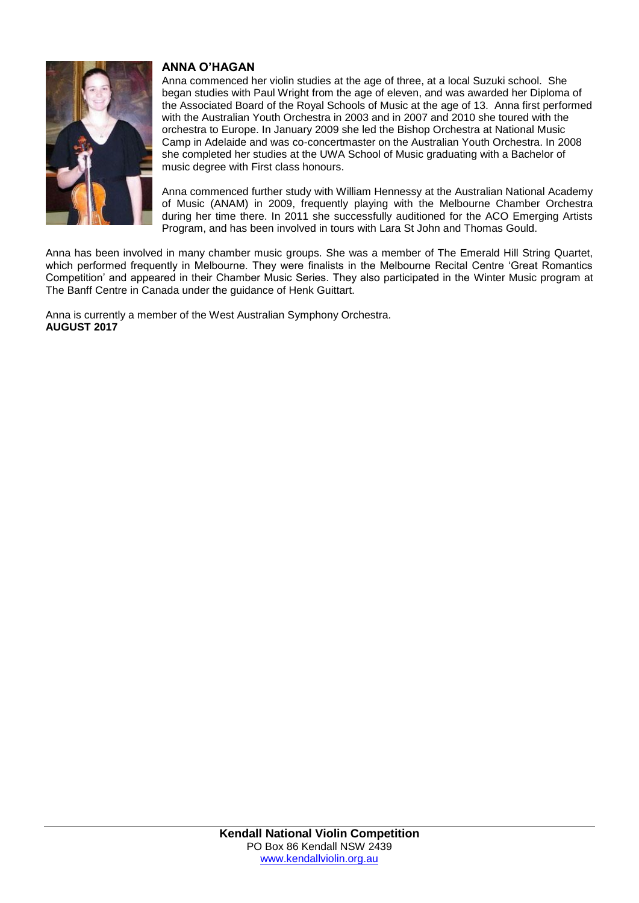## ANNA O'HAGAN

Anna commenced her violin studies at the age of three, at a local Suzuki school. She began studies with Paul Wright from the age of eleven, and was awarded her Diploma of the Associated Board of the Royal Schools of Music at the age of 13. Anna first performed with the Australian Youth Orchestra in 2003 and in 2007 and 2010 she toured with the orchestra to Europe. In January 2009 she led the Bishop Orchestra at National Music Camp in Adelaide and was co-concertmaster on the Australian Youth Orchestra. In 2008 she completed her studies at the UWA School of Music graduating with a Bachelor of music degree with First class honours.

Anna commenced further study with William Hennessy at the Australian National Academy of Music (ANAM) in 2009, frequently playing with the Melbourne Chamber Orchestra during her time there. In 2011 she successfully auditioned for the ACO Emerging Artists Program, and has been involved in tours with Lara St John and Thomas Gould.

Anna has been involved in many chamber music groups. She was a member of The Emerald Hill String Quartet, which performed frequently in Melbourne. They were finalists in the Melbourne Recital Centre 'Great Romantics Competition' and appeared in their Chamber Music Series. They also participated in the Winter Music program at The Banff Centre in Canada under the guidance of Henk Guittart.

Anna is currently a member of the West Australian Symphony Orchestra.
**AUGUST 2017**